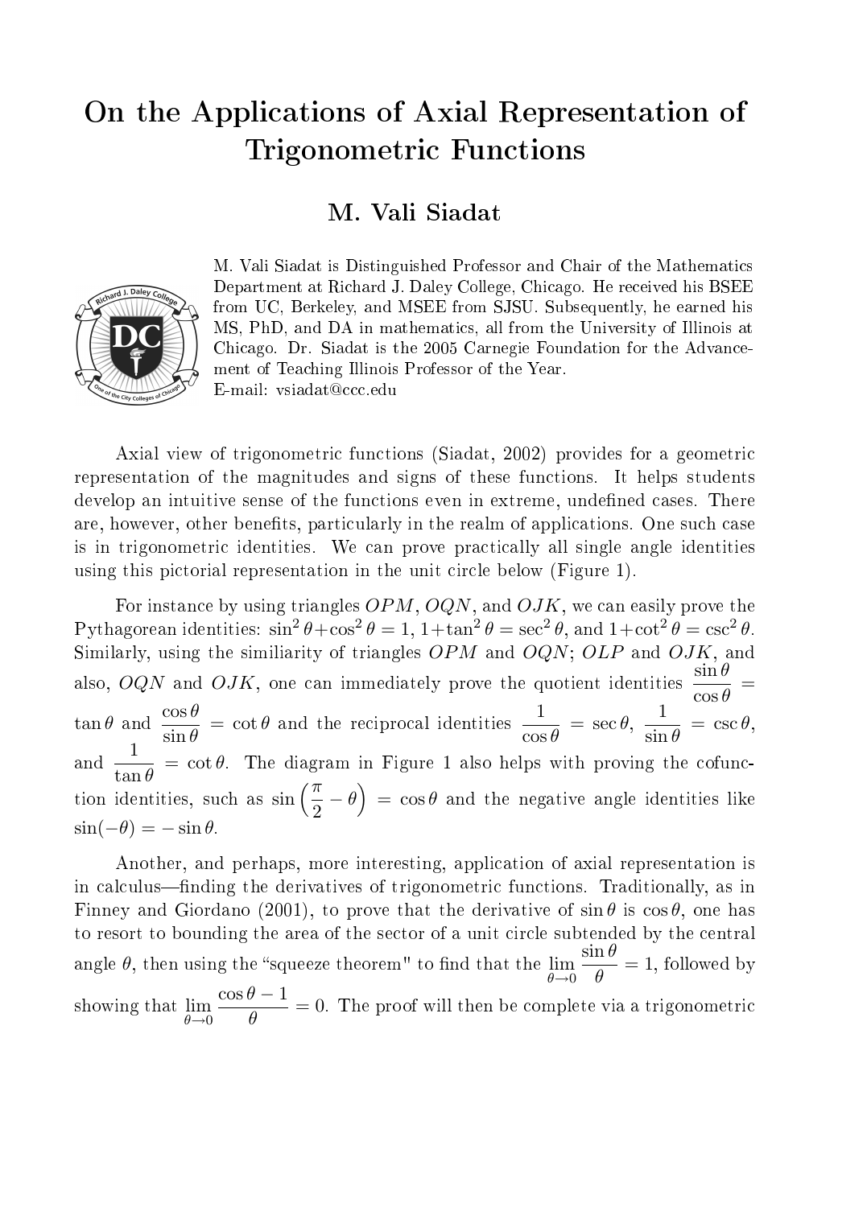# On the Applications of Axial Representation of Trigonometric Functions

## M. Vali Siadat

M. Vali Siadat is Distinguished Professor and Chair of the Mathematics Department at Richard J. Daley College, Chicago. He received his BSEE from UC, Berkeley, and MSEE from SJSU. Subsequently, he earned his MS, PhD, and DA in mathematics, all from the University of Illinois at Chicago. Dr. Siadat is the 2005 Carnegie Foundation for the Advancement of Teaching Illinois Professor of the Year.
E-mail: vsiadat@ccc.edu

Axial view of trigonometric functions (Siadat, 2002) provides for a geometric representation of the magnitudes and signs of these functions. It helps students develop an intuitive sense of the functions even in extreme, undefined cases. There are, however, other benefits, particularly in the realm of applications. One such case is in trigonometric identities. We can prove practically all single angle identities using this pictorial representation in the unit circle below (Figure 1).

For instance by using triangles $OPM$, $OQN$, and $OJK$, we can easily prove the Pythagorean identities: $\sin^2\theta+\cos^2\theta = 1$, $1+\tan^2\theta = \sec^2\theta$, and $1+\cot^2\theta = \csc^2\theta$. Similarly, using the similiarity of triangles $OPM$ and $OQN$; $OLP$ and $OJK$, and also, $OQN$ and $OJK$, one can immediately prove the quotient identities $\dfrac{\sin\theta}{\cos\theta} = \tan\theta$ and $\dfrac{\cos\theta}{\sin\theta} = \cot\theta$ and the reciprocal identities $\dfrac{1}{\cos\theta} = \sec\theta$, $\dfrac{1}{\sin\theta} = \csc\theta$, and $\dfrac{1}{\tan\theta} = \cot\theta$. The diagram in Figure 1 also helps with proving the cofunction identities, such as $\sin\left(\dfrac{\pi}{2}-\theta\right) = \cos\theta$ and the negative angle identities like $\sin(-\theta) = -\sin\theta$.

Another, and perhaps, more interesting, application of axial representation is in calculus—finding the derivatives of trigonometric functions. Traditionally, as in Finney and Giordano (2001), to prove that the derivative of $\sin\theta$ is $\cos\theta$, one has to resort to bounding the area of the sector of a unit circle subtended by the central angle $\theta$, then using the "squeeze theorem" to find that the $\lim\limits_{\theta\to 0}\dfrac{\sin\theta}{\theta} = 1$, followed by showing that $\lim\limits_{\theta\to 0}\dfrac{\cos\theta - 1}{\theta} = 0$. The proof will then be complete via a trigonometric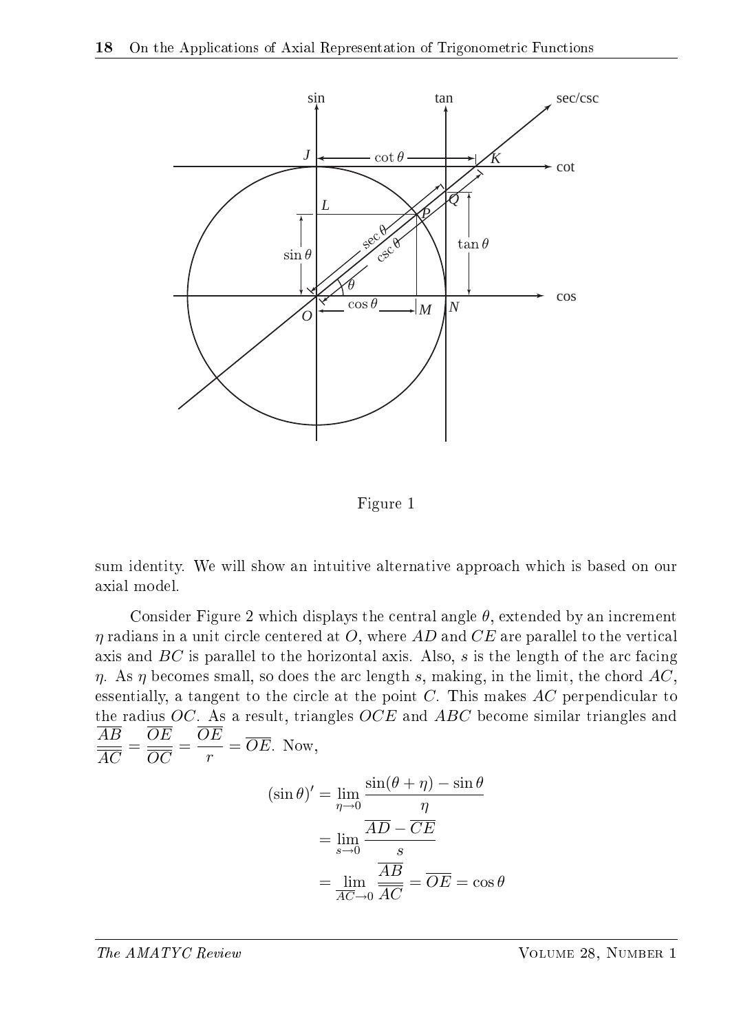Figure 1

sum identity. We will show an intuitive alternative approach which is based on our axial model.

Consider Figure 2 which displays the central angle $\theta$, extended by an increment $\eta$ radians in a unit circle centered at $O$, where $AD$ and $CE$ are parallel to the vertical axis and $BC$ is parallel to the horizontal axis. Also, $s$ is the length of the arc facing $\eta$. As $\eta$ becomes small, so does the arc length $s$, making, in the limit, the chord $AC$, essentially, a tangent to the circle at the point $C$. This makes $AC$ perpendicular to the radius $OC$. As a result, triangles $OCE$ and $ABC$ become similar triangles and $\dfrac{\overline{AB}}{\overline{AC}} = \dfrac{\overline{OE}}{\overline{OC}} = \dfrac{\overline{OE}}{r} = \overline{OE}$. Now,

$$
\begin{aligned}
(\sin\theta)' &= \lim_{\eta\to 0} \frac{\sin(\theta+\eta) - \sin\theta}{\eta} \\
&= \lim_{s\to 0} \frac{\overline{AD} - \overline{CE}}{s} \\
&= \lim_{\overline{AC}\to 0} \frac{\overline{AB}}{\overline{AC}} = \overline{OE} = \cos\theta
\end{aligned}
$$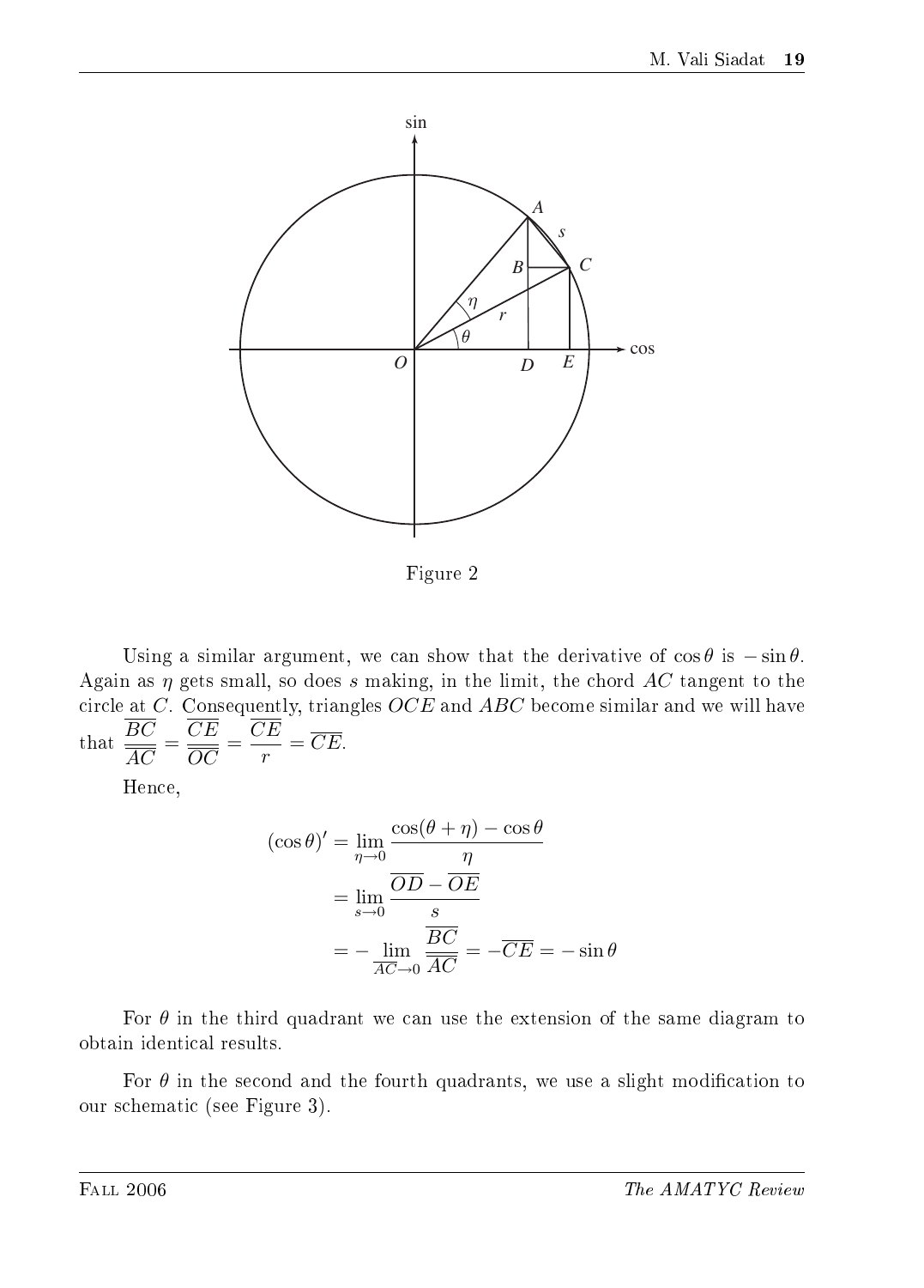Figure 2

Using a similar argument, we can show that the derivative of $\cos\theta$ is $-\sin\theta$. Again as $\eta$ gets small, so does $s$ making, in the limit, the chord $AC$ tangent to the circle at $C$. Consequently, triangles $OCE$ and $ABC$ become similar and we will have that $\dfrac{\overline{BC}}{\overline{AC}} = \dfrac{\overline{CE}}{\overline{OC}} = \dfrac{\overline{CE}}{r} = \overline{CE}$.

Hence,

$$
\begin{aligned}
(\cos\theta)' &= \lim_{\eta\to 0} \frac{\cos(\theta+\eta) - \cos\theta}{\eta} \\
&= \lim_{s\to 0} \frac{\overline{OD} - \overline{OE}}{s} \\
&= -\lim_{\overline{AC}\to 0} \frac{\overline{BC}}{\overline{AC}} = -\overline{CE} = -\sin\theta
\end{aligned}
$$

For $\theta$ in the third quadrant we can use the extension of the same diagram to obtain identical results.

For $\theta$ in the second and the fourth quadrants, we use a slight modification to our schematic (see Figure 3).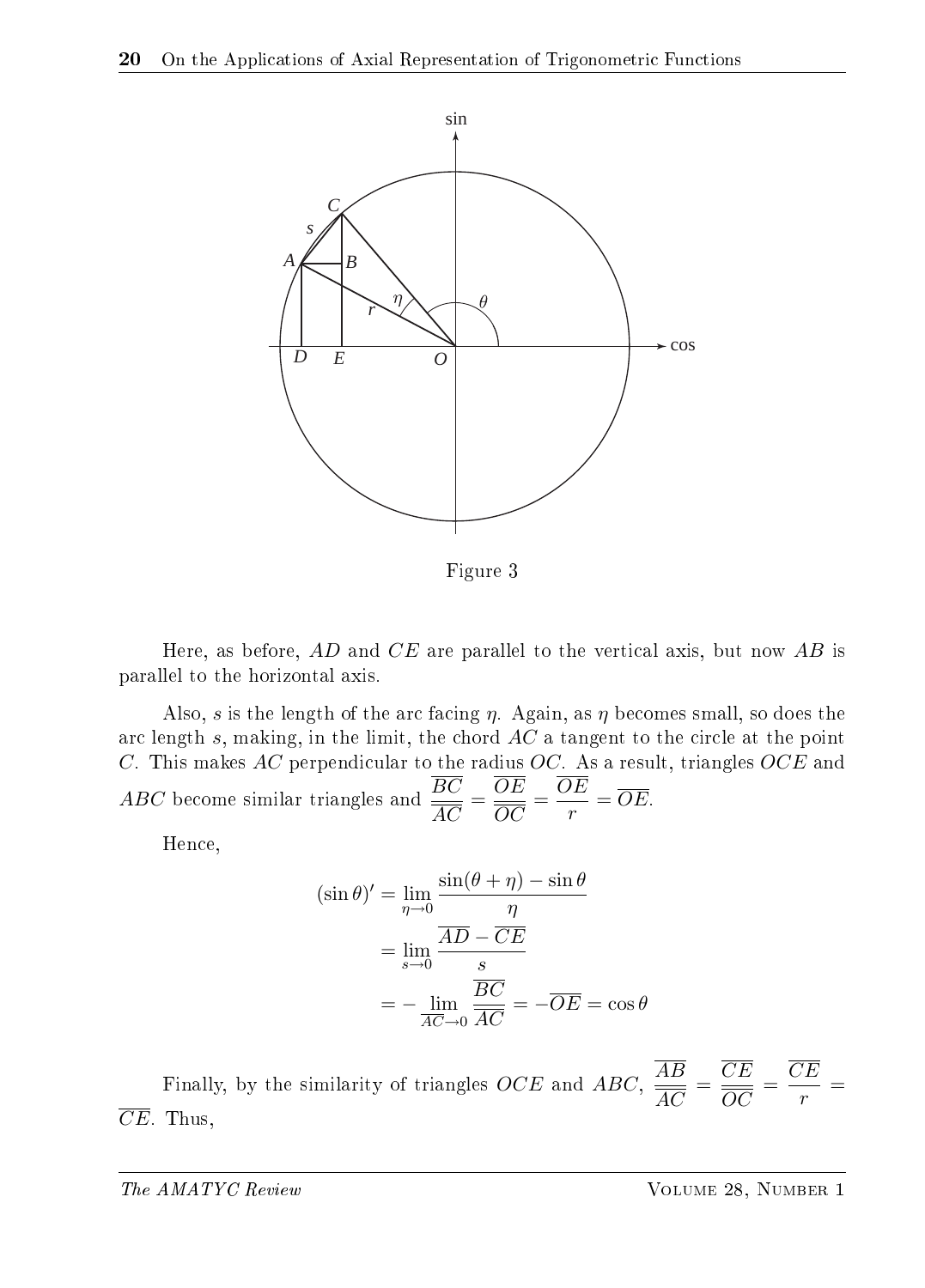Figure 3

Here, as before, $AD$ and $CE$ are parallel to the vertical axis, but now $AB$ is parallel to the horizontal axis.

Also, $s$ is the length of the arc facing $\eta$. Again, as $\eta$ becomes small, so does the arc length $s$, making, in the limit, the chord $AC$ a tangent to the circle at the point $C$. This makes $AC$ perpendicular to the radius $OC$. As a result, triangles $OCE$ and $ABC$ become similar triangles and $\dfrac{\overline{BC}}{\overline{AC}} = \dfrac{\overline{OE}}{\overline{OC}} = \dfrac{\overline{OE}}{r} = \overline{OE}$.

Hence,

$$
\begin{aligned}
(\sin\theta)' &= \lim_{\eta\to 0} \frac{\sin(\theta+\eta) - \sin\theta}{\eta} \\
&= \lim_{s\to 0} \frac{\overline{AD} - \overline{CE}}{s} \\
&= -\lim_{\overline{AC}\to 0} \frac{\overline{BC}}{\overline{AC}} = -\overline{OE} = \cos\theta
\end{aligned}
$$

Finally, by the similarity of triangles $OCE$ and $ABC$, $\dfrac{\overline{AB}}{\overline{AC}} = \dfrac{\overline{CE}}{\overline{OC}} = \dfrac{\overline{CE}}{r} = \overline{CE}$. Thus,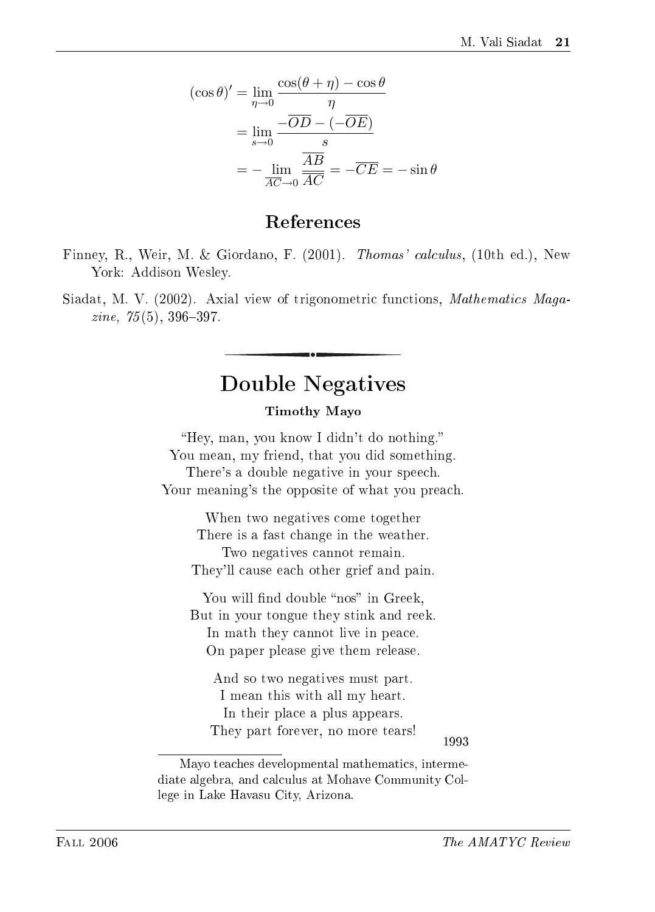$$
\begin{aligned}
(\cos\theta)' &= \lim_{\eta\to 0}\frac{\cos(\theta+\eta)-\cos\theta}{\eta} \\
&= \lim_{s\to 0}\frac{-\overline{OD}-(-\overline{OE})}{s} \\
&= -\lim_{\overline{AC}\to 0}\frac{\overline{AB}}{\overline{AC}} = -\overline{CE} = -\sin\theta
\end{aligned}
$$

## References

Finney, R., Weir, M. & Giordano, F. (2001). *Thomas' calculus*, (10th ed.), New York: Addison Wesley.

Siadat, M. V. (2002). Axial view of trigonometric functions, *Mathematics Magazine, 75*(5), 396–397.

---

# Double Negatives

**Timothy Mayo**

"Hey, man, you know I didn't do nothing."
You mean, my friend, that you did something.
There's a double negative in your speech.
Your meaning's the opposite of what you preach.

When two negatives come together
There is a fast change in the weather.
Two negatives cannot remain.
They'll cause each other grief and pain.

You will find double "nos" in Greek,
But in your tongue they stink and reek.
In math they cannot live in peace.
On paper please give them release.

And so two negatives must part.
I mean this with all my heart.
In their place a plus appears.
They part forever, no more tears!

1993

---

Mayo teaches developmental mathematics, intermediate algebra, and calculus at Mohave Community College in Lake Havasu City, Arizona.